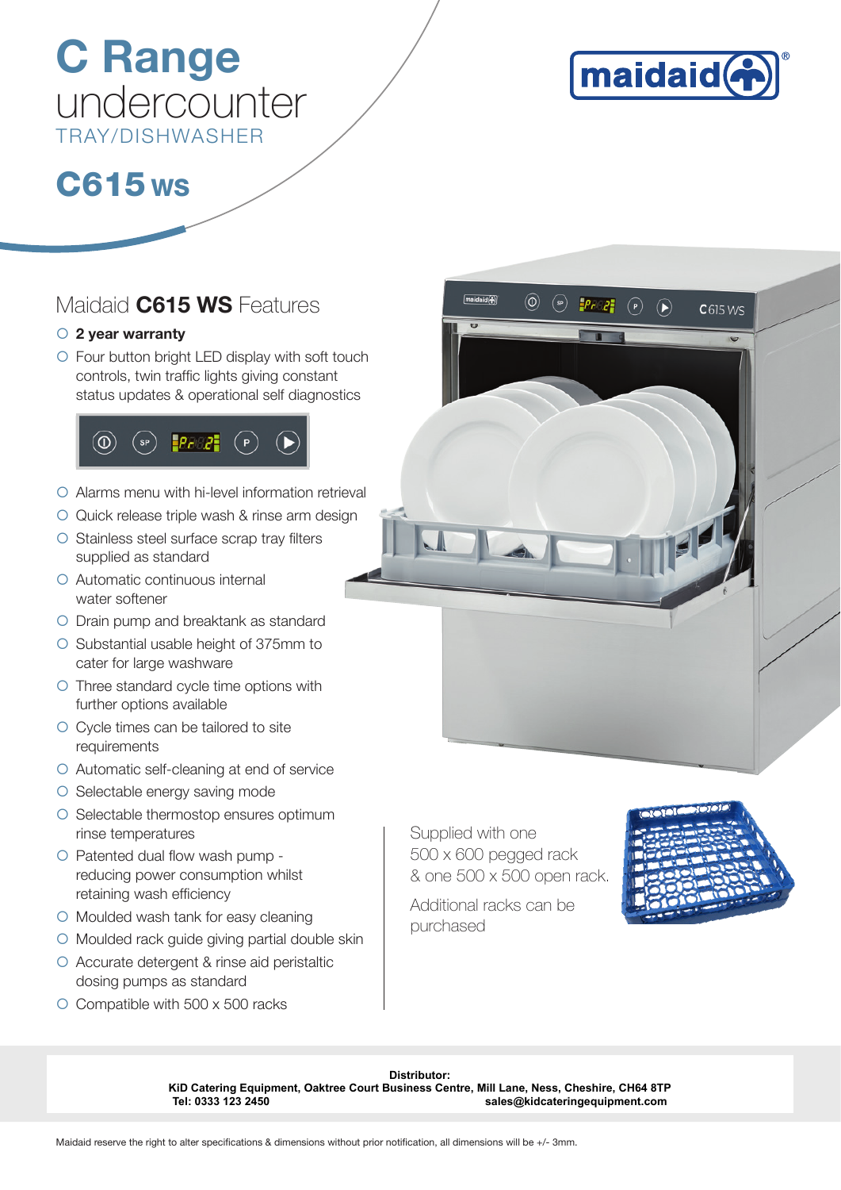# C Range undercounter

TRAY/DISHWASHER

## C615 WS

maidaid®

## Maidaid **C615 WS** Features

- **2 year warranty**
- Four button bright LED display with soft touch controls, twin traffic lights giving constant status updates & operational self diagnostics
- Alarms menu with hi-level information retrieval
- Quick release triple wash & rinse arm design
- Stainless steel surface scrap tray filters supplied as standard
- Automatic continuous internal water softener
- Drain pump and breaktank as standard
- Substantial usable height of 375mm to cater for large washware
- Three standard cycle time options with further options available
- Cycle times can be tailored to site requirements
- Automatic self-cleaning at end of service
- Selectable energy saving mode
- Selectable thermostop ensures optimum rinse temperatures
- Patented dual flow wash pump - reducing power consumption whilst retaining wash efficiency
- Moulded wash tank for easy cleaning
- Moulded rack guide giving partial double skin
- Accurate detergent & rinse aid peristaltic dosing pumps as standard
- Compatible with 500 x 500 racks

Supplied with one 500 x 600 pegged rack & one 500 x 500 open rack.

Additional racks can be purchased

**Distributor:**
**KiD Catering Equipment, Oaktree Court Business Centre, Mill Lane, Ness, Cheshire, CH64 8TP**
**Tel: 0333 123 2450** **sales@kidcateringequipment.com**

Maidaid reserve the right to alter specifications & dimensions without prior notification, all dimensions will be +/- 3mm.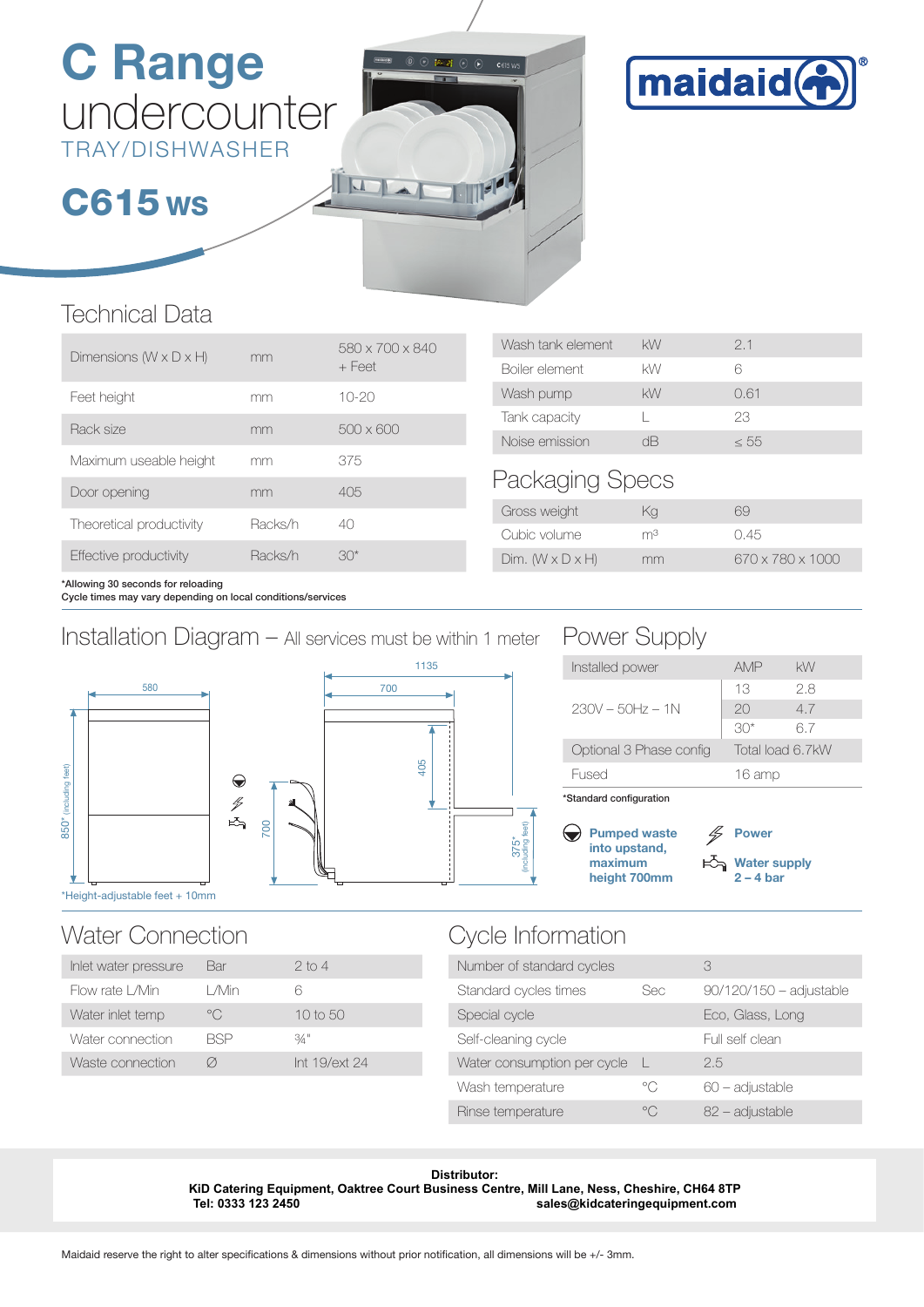# C Range undercounter

TRAY/DISHWASHER

## C615 ws

maidaid®

## Technical Data

| | | |
|---|---|---|
| Dimensions (W x D x H) | mm | 580 x 700 x 840 + Feet |
| Feet height | mm | 10-20 |
| Rack size | mm | 500 x 600 |
| Maximum useable height | mm | 375 |
| Door opening | mm | 405 |
| Theoretical productivity | Racks/h | 40 |
| Effective productivity | Racks/h | 30* |

*Allowing 30 seconds for reloading
Cycle times may vary depending on local conditions/services

| | | |
|---|---|---|
| Wash tank element | kW | 2.1 |
| Boiler element | kW | 6 |
| Wash pump | kW | 0.61 |
| Tank capacity | L | 23 |
| Noise emission | dB | ≤ 55 |

## Packaging Specs

| | | |
|---|---|---|
| Gross weight | Kg | 69 |
| Cubic volume | $m^3$ | 0.45 |
| Dim. (W x D x H) | mm | 670 x 780 x 1000 |

## Installation Diagram – All services must be within 1 meter

580
850* (including feet)
1135
700
405
700
375* (including feet)

*Height-adjustable feet + 10mm

## Power Supply

| | | |
|---|---|---|
| Installed power | AMP | kW |
| 230V – 50Hz – 1N | 13 | 2.8 |
| | 20 | 4.7 |
| | 30* | 6.7 |
| Optional 3 Phase config | Total load 6.7kW | |
| Fused | 16 amp | |

*Standard configuration

**Pumped waste into upstand, maximum height 700mm**

**Power**

**Water supply 2 – 4 bar**

## Water Connection

| | | |
|---|---|---|
| Inlet water pressure | Bar | 2 to 4 |
| Flow rate L/Min | L/Min | 6 |
| Water inlet temp | °C | 10 to 50 |
| Water connection | BSP | ¾" |
| Waste connection | Ø | Int 19/ext 24 |

## Cycle Information

| | | |
|---|---|---|
| Number of standard cycles | | 3 |
| Standard cycles times | Sec | 90/120/150 – adjustable |
| Special cycle | | Eco, Glass, Long |
| Self-cleaning cycle | | Full self clean |
| Water consumption per cycle | L | 2.5 |
| Wash temperature | °C | 60 – adjustable |
| Rinse temperature | °C | 82 – adjustable |

**Distributor:**
**KiD Catering Equipment, Oaktree Court Business Centre, Mill Lane, Ness, Cheshire, CH64 8TP**
**Tel: 0333 123 2450** **sales@kidcateringequipment.com**

Maidaid reserve the right to alter specifications & dimensions without prior notification, all dimensions will be +/- 3mm.